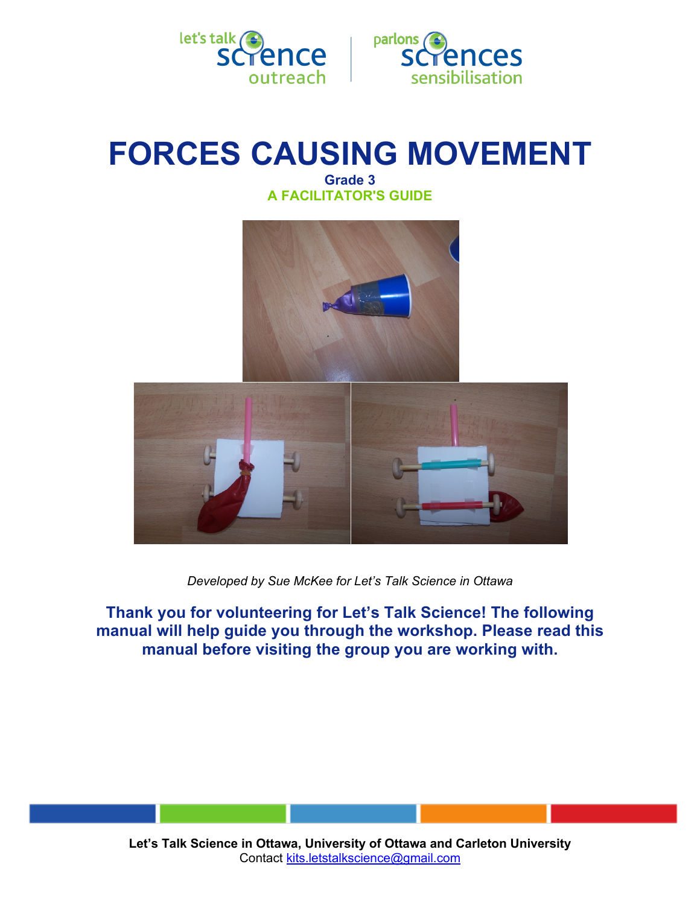let's talk science outreach | parlons sciences sensibilisation

# FORCES CAUSING MOVEMENT

**Grade 3**

**A FACILITATOR'S GUIDE**

*Developed by Sue McKee for Let's Talk Science in Ottawa*

**Thank you for volunteering for Let's Talk Science! The following manual will help guide you through the workshop. Please read this manual before visiting the group you are working with.**

**Let's Talk Science in Ottawa, University of Ottawa and Carleton University**

Contact kits.letstalkscience@gmail.com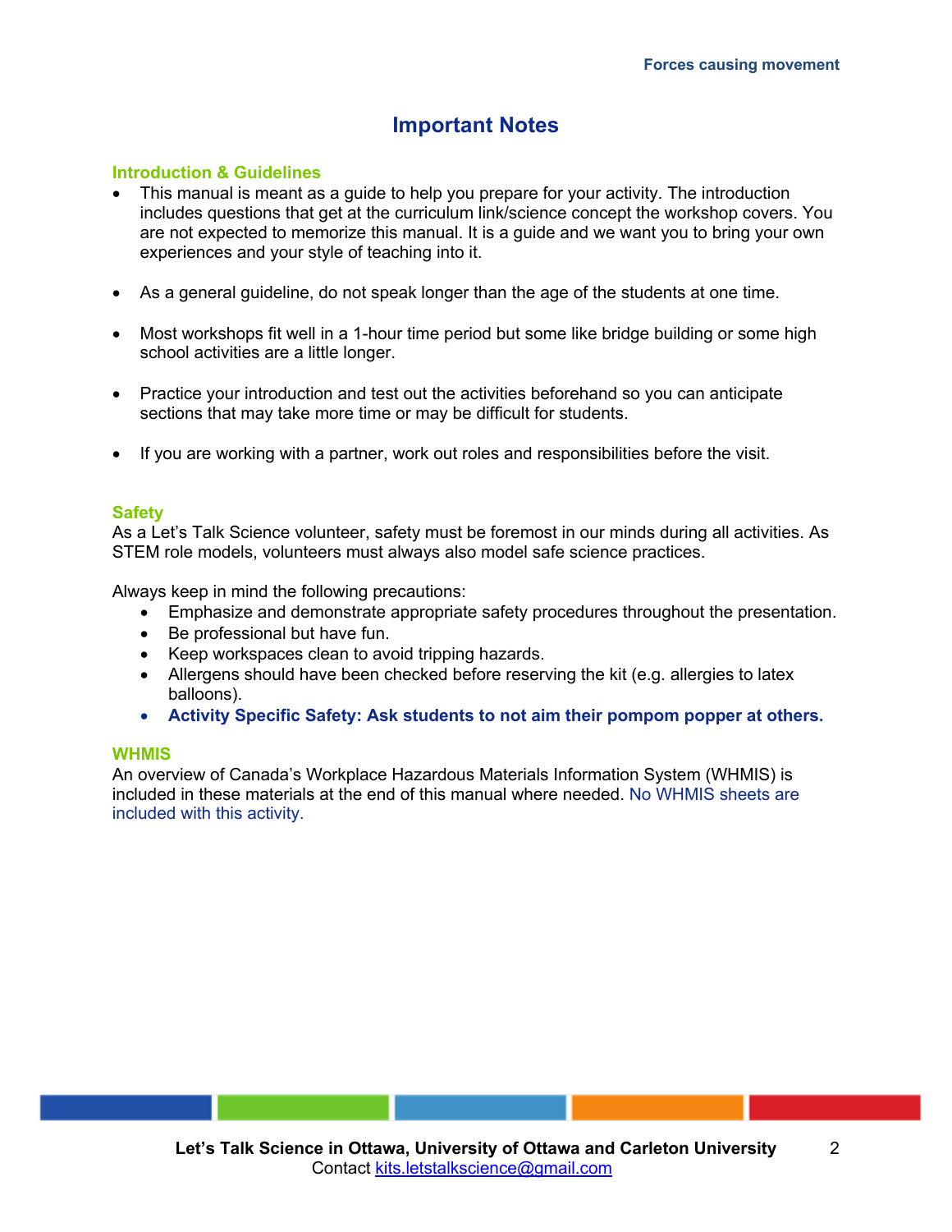# Important Notes

## Introduction & Guidelines

- This manual is meant as a guide to help you prepare for your activity. The introduction includes questions that get at the curriculum link/science concept the workshop covers. You are not expected to memorize this manual. It is a guide and we want you to bring your own experiences and your style of teaching into it.

- As a general guideline, do not speak longer than the age of the students at one time.

- Most workshops fit well in a 1-hour time period but some like bridge building or some high school activities are a little longer.

- Practice your introduction and test out the activities beforehand so you can anticipate sections that may take more time or may be difficult for students.

- If you are working with a partner, work out roles and responsibilities before the visit.

## Safety

As a Let's Talk Science volunteer, safety must be foremost in our minds during all activities. As STEM role models, volunteers must always also model safe science practices.

Always keep in mind the following precautions:

- Emphasize and demonstrate appropriate safety procedures throughout the presentation.
- Be professional but have fun.
- Keep workspaces clean to avoid tripping hazards.
- Allergens should have been checked before reserving the kit (e.g. allergies to latex balloons).
- **Activity Specific Safety: Ask students to not aim their pompom popper at others.**

## WHMIS

An overview of Canada's Workplace Hazardous Materials Information System (WHMIS) is included in these materials at the end of this manual where needed. No WHMIS sheets are included with this activity.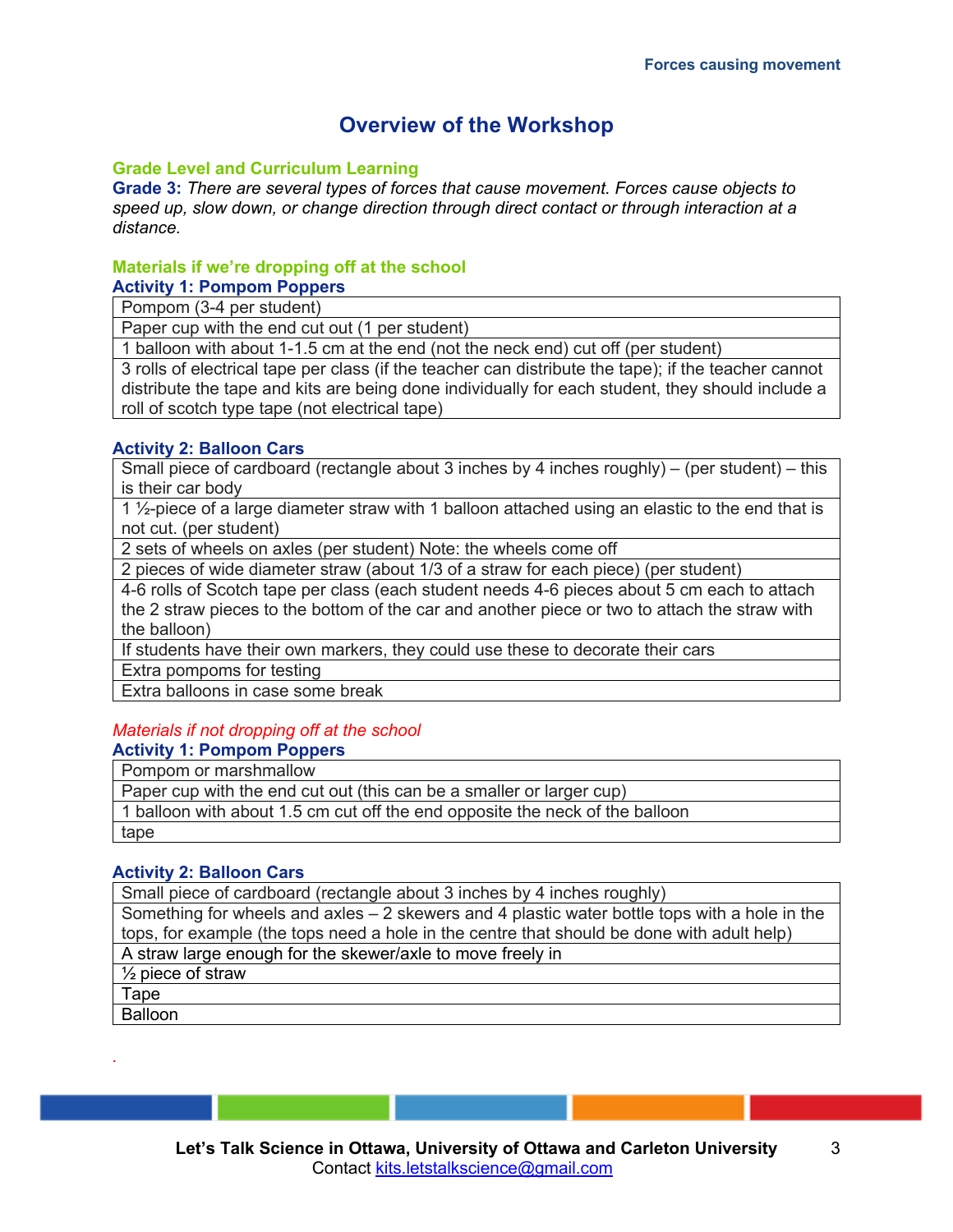# Overview of the Workshop

## Grade Level and Curriculum Learning

**Grade 3:** *There are several types of forces that cause movement. Forces cause objects to speed up, slow down, or change direction through direct contact or through interaction at a distance.*

## Materials if we're dropping off at the school

### Activity 1: Pompom Poppers

| |
|---|
| Pompom (3-4 per student) |
| Paper cup with the end cut out (1 per student) |
| 1 balloon with about 1-1.5 cm at the end (not the neck end) cut off (per student) |
| 3 rolls of electrical tape per class (if the teacher can distribute the tape); if the teacher cannot distribute the tape and kits are being done individually for each student, they should include a roll of scotch type tape (not electrical tape) |

### Activity 2: Balloon Cars

| |
|---|
| Small piece of cardboard (rectangle about 3 inches by 4 inches roughly) – (per student) – this is their car body |
| 1 ½-piece of a large diameter straw with 1 balloon attached using an elastic to the end that is not cut. (per student) |
| 2 sets of wheels on axles (per student) Note: the wheels come off |
| 2 pieces of wide diameter straw (about 1/3 of a straw for each piece) (per student) |
| 4-6 rolls of Scotch tape per class (each student needs 4-6 pieces about 5 cm each to attach the 2 straw pieces to the bottom of the car and another piece or two to attach the straw with the balloon) |
| If students have their own markers, they could use these to decorate their cars |
| Extra pompoms for testing |
| Extra balloons in case some break |

## *Materials if not dropping off at the school*

### Activity 1: Pompom Poppers

| |
|---|
| Pompom or marshmallow |
| Paper cup with the end cut out (this can be a smaller or larger cup) |
| 1 balloon with about 1.5 cm cut off the end opposite the neck of the balloon |
| tape |

### Activity 2: Balloon Cars

| |
|---|
| Small piece of cardboard (rectangle about 3 inches by 4 inches roughly) |
| Something for wheels and axles – 2 skewers and 4 plastic water bottle tops with a hole in the tops, for example (the tops need a hole in the centre that should be done with adult help) |
| A straw large enough for the skewer/axle to move freely in |
| ½ piece of straw |
| Tape |
| Balloon |

Let's Talk Science in Ottawa, University of Ottawa and Carleton University
Contact kits.letstalkscience@gmail.com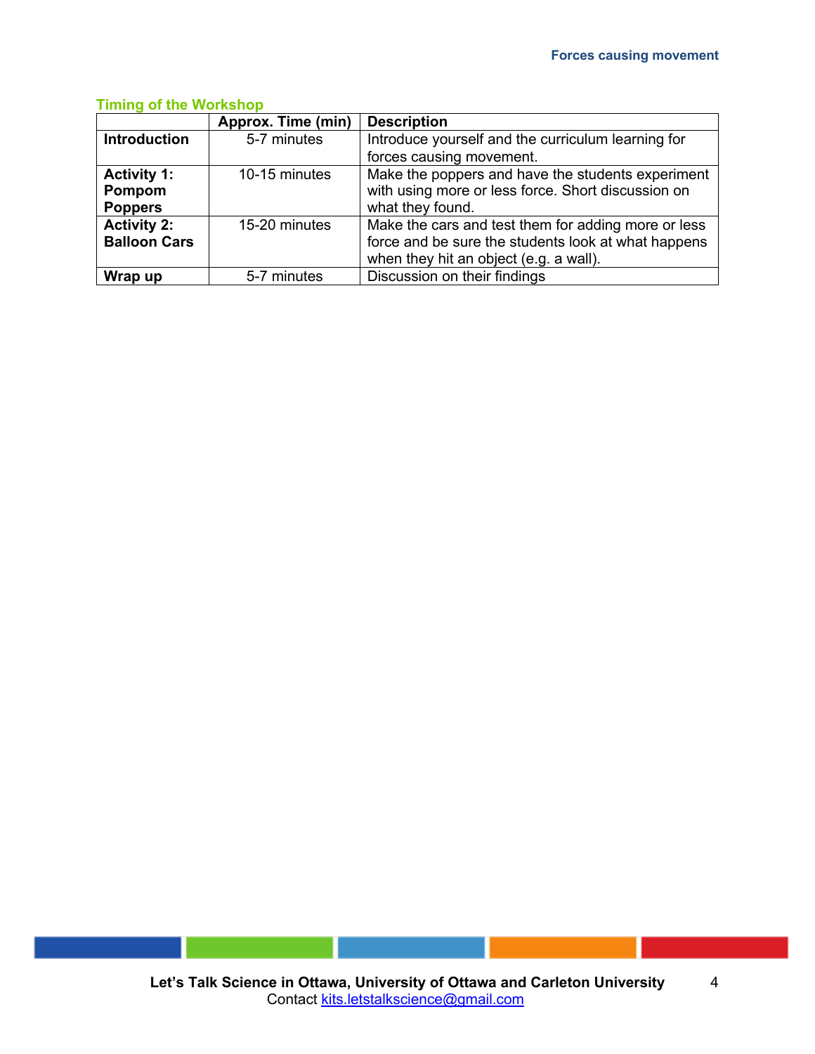## Timing of the Workshop

| | Approx. Time (min) | Description |
|---|---|---|
| **Introduction** | 5-7 minutes | Introduce yourself and the curriculum learning for forces causing movement. |
| **Activity 1: Pompom Poppers** | 10-15 minutes | Make the poppers and have the students experiment with using more or less force. Short discussion on what they found. |
| **Activity 2: Balloon Cars** | 15-20 minutes | Make the cars and test them for adding more or less force and be sure the students look at what happens when they hit an object (e.g. a wall). |
| **Wrap up** | 5-7 minutes | Discussion on their findings |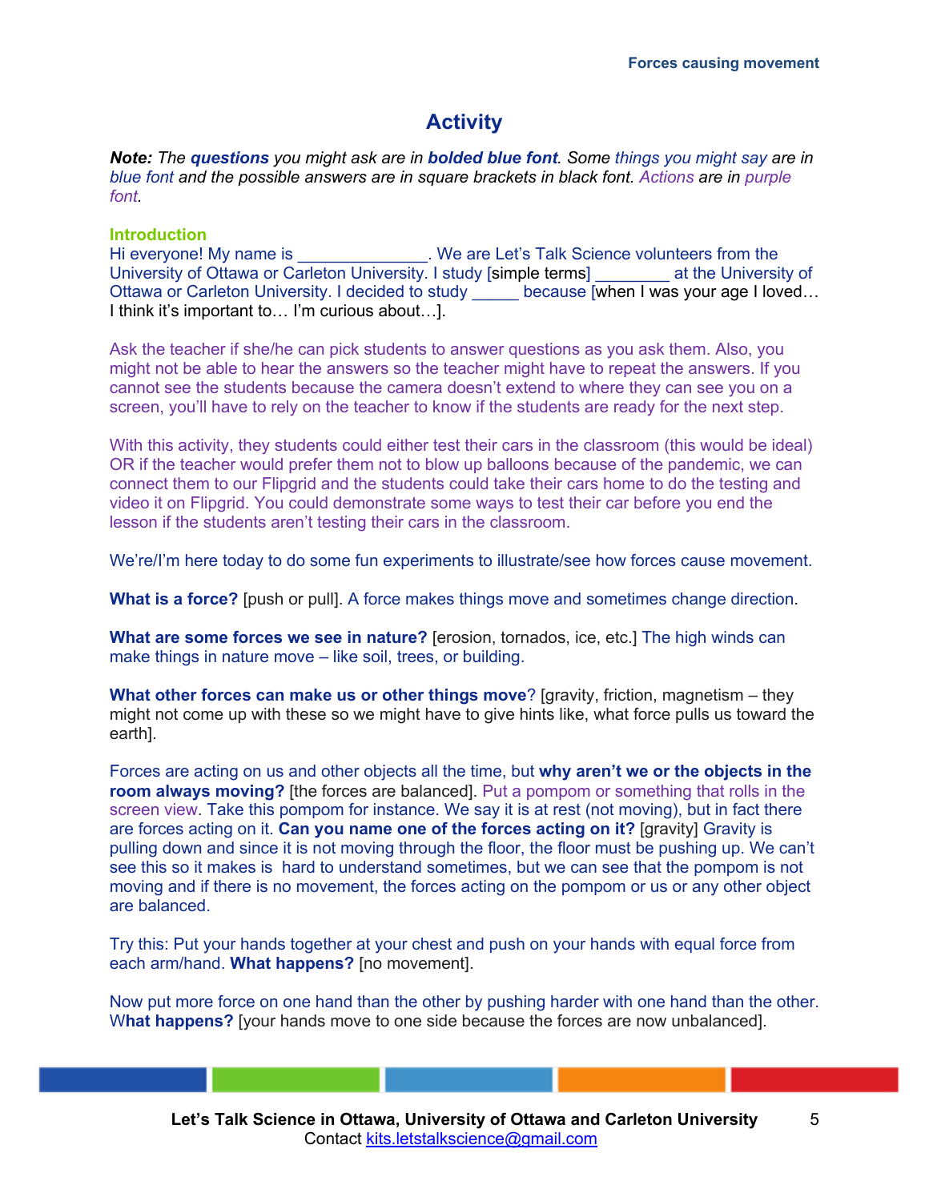## Activity

***Note:*** *The* ***questions*** *you might ask are in* ***bolded blue font****. Some things you might say are in blue font and the possible answers are in square brackets in black font. Actions are in purple font.*

### Introduction

Hi everyone! My name is ______________. We are Let's Talk Science volunteers from the University of Ottawa or Carleton University. I study [simple terms] ________ at the University of Ottawa or Carleton University. I decided to study _____ because [when I was your age I loved… I think it's important to… I'm curious about…].

Ask the teacher if she/he can pick students to answer questions as you ask them. Also, you might not be able to hear the answers so the teacher might have to repeat the answers. If you cannot see the students because the camera doesn't extend to where they can see you on a screen, you'll have to rely on the teacher to know if the students are ready for the next step.

With this activity, they students could either test their cars in the classroom (this would be ideal) OR if the teacher would prefer them not to blow up balloons because of the pandemic, we can connect them to our Flipgrid and the students could take their cars home to do the testing and video it on Flipgrid. You could demonstrate some ways to test their car before you end the lesson if the students aren't testing their cars in the classroom.

We're/I'm here today to do some fun experiments to illustrate/see how forces cause movement.

**What is a force?** [push or pull]. A force makes things move and sometimes change direction.

**What are some forces we see in nature?** [erosion, tornados, ice, etc.] The high winds can make things in nature move – like soil, trees, or building.

**What other forces can make us or other things move**? [gravity, friction, magnetism – they might not come up with these so we might have to give hints like, what force pulls us toward the earth].

Forces are acting on us and other objects all the time, but **why aren't we or the objects in the room always moving?** [the forces are balanced]. Put a pompom or something that rolls in the screen view. Take this pompom for instance. We say it is at rest (not moving), but in fact there are forces acting on it. **Can you name one of the forces acting on it?** [gravity] Gravity is pulling down and since it is not moving through the floor, the floor must be pushing up. We can't see this so it makes is hard to understand sometimes, but we can see that the pompom is not moving and if there is no movement, the forces acting on the pompom or us or any other object are balanced.

Try this: Put your hands together at your chest and push on your hands with equal force from each arm/hand. **What happens?** [no movement].

Now put more force on one hand than the other by pushing harder with one hand than the other. W**hat happens?** [your hands move to one side because the forces are now unbalanced].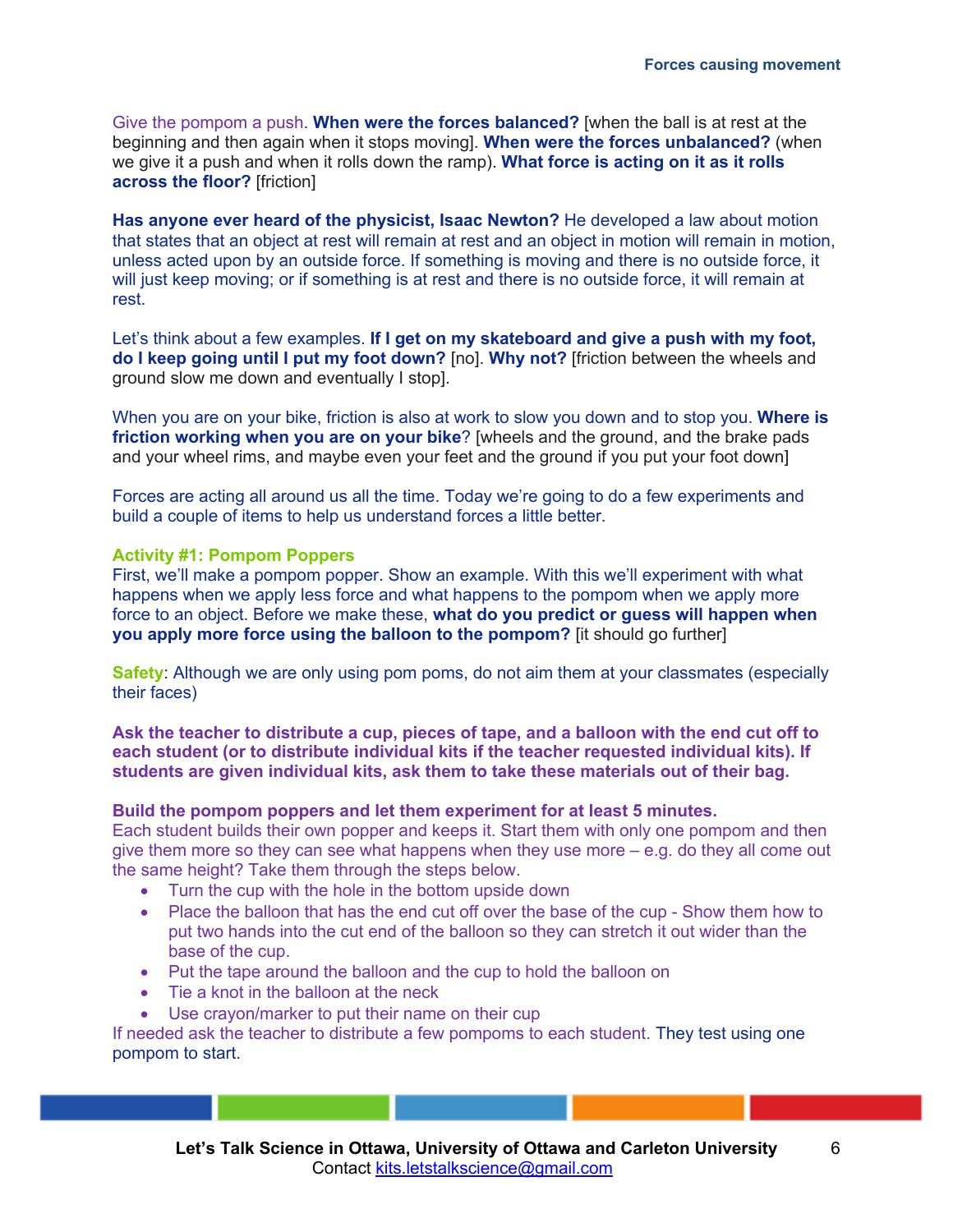Give the pompom a push. **When were the forces balanced?** [when the ball is at rest at the beginning and then again when it stops moving]. **When were the forces unbalanced?** (when we give it a push and when it rolls down the ramp). **What force is acting on it as it rolls across the floor?** [friction]

**Has anyone ever heard of the physicist, Isaac Newton?** He developed a law about motion that states that an object at rest will remain at rest and an object in motion will remain in motion, unless acted upon by an outside force. If something is moving and there is no outside force, it will just keep moving; or if something is at rest and there is no outside force, it will remain at rest.

Let's think about a few examples. **If I get on my skateboard and give a push with my foot, do I keep going until I put my foot down?** [no]. **Why not?** [friction between the wheels and ground slow me down and eventually I stop].

When you are on your bike, friction is also at work to slow you down and to stop you. **Where is friction working when you are on your bike**? [wheels and the ground, and the brake pads and your wheel rims, and maybe even your feet and the ground if you put your foot down]

Forces are acting all around us all the time. Today we're going to do a few experiments and build a couple of items to help us understand forces a little better.

**Activity #1: Pompom Poppers**
First, we'll make a pompom popper. Show an example. With this we'll experiment with what happens when we apply less force and what happens to the pompom when we apply more force to an object. Before we make these, **what do you predict or guess will happen when you apply more force using the balloon to the pompom?** [it should go further]

**Safety**: Although we are only using pom poms, do not aim them at your classmates (especially their faces)

**Ask the teacher to distribute a cup, pieces of tape, and a balloon with the end cut off to each student (or to distribute individual kits if the teacher requested individual kits). If students are given individual kits, ask them to take these materials out of their bag.**

**Build the pompom poppers and let them experiment for at least 5 minutes.**
Each student builds their own popper and keeps it. Start them with only one pompom and then give them more so they can see what happens when they use more – e.g. do they all come out the same height? Take them through the steps below.

- Turn the cup with the hole in the bottom upside down
- Place the balloon that has the end cut off over the base of the cup - Show them how to put two hands into the cut end of the balloon so they can stretch it out wider than the base of the cup.
- Put the tape around the balloon and the cup to hold the balloon on
- Tie a knot in the balloon at the neck
- Use crayon/marker to put their name on their cup

If needed ask the teacher to distribute a few pompoms to each student. They test using one pompom to start.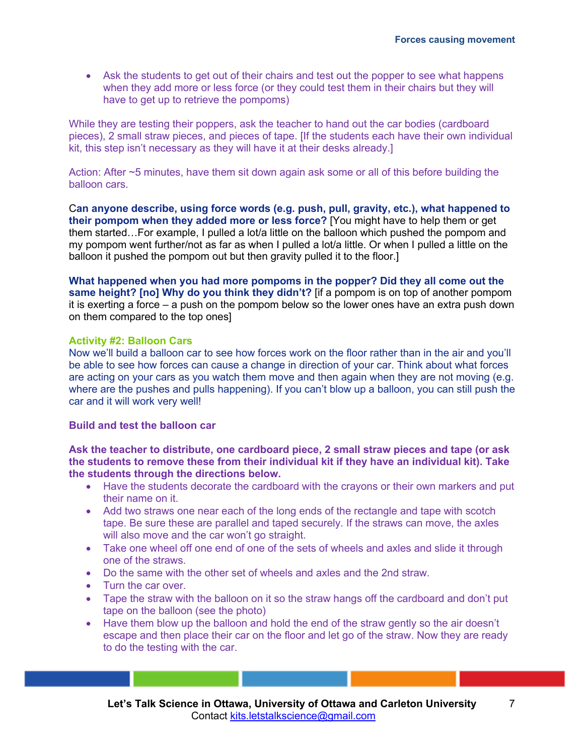- Ask the students to get out of their chairs and test out the popper to see what happens when they add more or less force (or they could test them in their chairs but they will have to get up to retrieve the pompoms)

While they are testing their poppers, ask the teacher to hand out the car bodies (cardboard pieces), 2 small straw pieces, and pieces of tape. [If the students each have their own individual kit, this step isn't necessary as they will have it at their desks already.]

Action: After ~5 minutes, have them sit down again ask some or all of this before building the balloon cars.

**Can anyone describe, using force words (e.g. push, pull, gravity, etc.), what happened to their pompom when they added more or less force?** [You might have to help them or get them started…For example, I pulled a lot/a little on the balloon which pushed the pompom and my pompom went further/not as far as when I pulled a lot/a little. Or when I pulled a little on the balloon it pushed the pompom out but then gravity pulled it to the floor.]

**What happened when you had more pompoms in the popper? Did they all come out the same height? [no] Why do you think they didn't?** [if a pompom is on top of another pompom it is exerting a force – a push on the pompom below so the lower ones have an extra push down on them compared to the top ones]

### Activity #2: Balloon Cars

Now we'll build a balloon car to see how forces work on the floor rather than in the air and you'll be able to see how forces can cause a change in direction of your car. Think about what forces are acting on your cars as you watch them move and then again when they are not moving (e.g. where are the pushes and pulls happening). If you can't blow up a balloon, you can still push the car and it will work very well!

#### Build and test the balloon car

**Ask the teacher to distribute, one cardboard piece, 2 small straw pieces and tape (or ask the students to remove these from their individual kit if they have an individual kit). Take the students through the directions below.**

- Have the students decorate the cardboard with the crayons or their own markers and put their name on it.
- Add two straws one near each of the long ends of the rectangle and tape with scotch tape. Be sure these are parallel and taped securely. If the straws can move, the axles will also move and the car won't go straight.
- Take one wheel off one end of one of the sets of wheels and axles and slide it through one of the straws.
- Do the same with the other set of wheels and axles and the 2nd straw.
- Turn the car over.
- Tape the straw with the balloon on it so the straw hangs off the cardboard and don't put tape on the balloon (see the photo)
- Have them blow up the balloon and hold the end of the straw gently so the air doesn't escape and then place their car on the floor and let go of the straw. Now they are ready to do the testing with the car.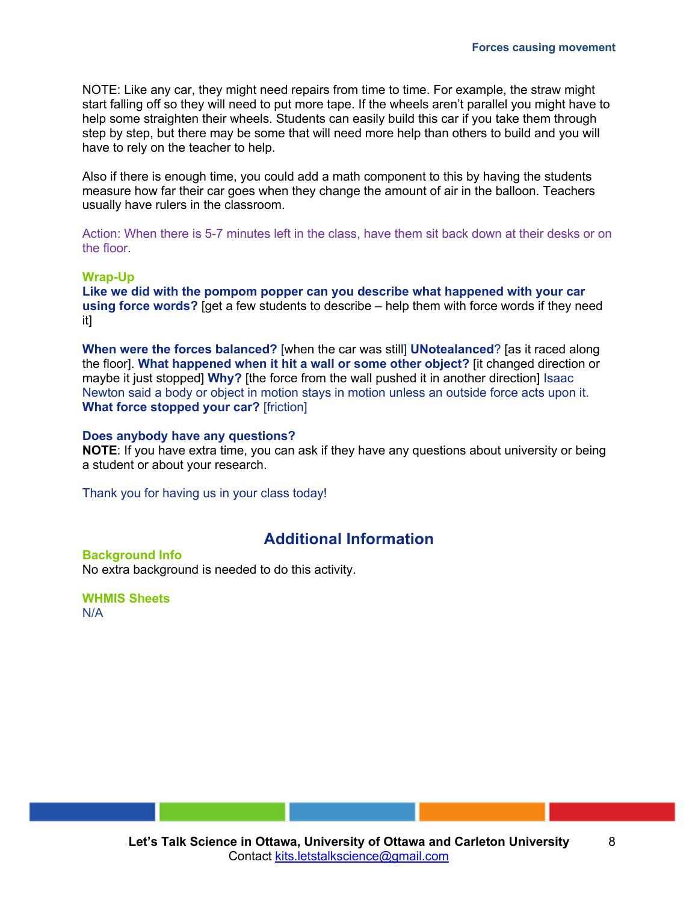NOTE: Like any car, they might need repairs from time to time. For example, the straw might start falling off so they will need to put more tape. If the wheels aren't parallel you might have to help some straighten their wheels. Students can easily build this car if you take them through step by step, but there may be some that will need more help than others to build and you will have to rely on the teacher to help.

Also if there is enough time, you could add a math component to this by having the students measure how far their car goes when they change the amount of air in the balloon. Teachers usually have rulers in the classroom.

Action: When there is 5-7 minutes left in the class, have them sit back down at their desks or on the floor.

### Wrap-Up

**Like we did with the pompom popper can you describe what happened with your car using force words?** [get a few students to describe – help them with force words if they need it]

**When were the forces balanced?** [when the car was still] **UNotealanced**? [as it raced along the floor]. **What happened when it hit a wall or some other object?** [it changed direction or maybe it just stopped] **Why?** [the force from the wall pushed it in another direction] Isaac Newton said a body or object in motion stays in motion unless an outside force acts upon it. **What force stopped your car?** [friction]

**Does anybody have any questions?**

**NOTE**: If you have extra time, you can ask if they have any questions about university or being a student or about your research.

Thank you for having us in your class today!

## Additional Information

### Background Info

No extra background is needed to do this activity.

### WHMIS Sheets

N/A